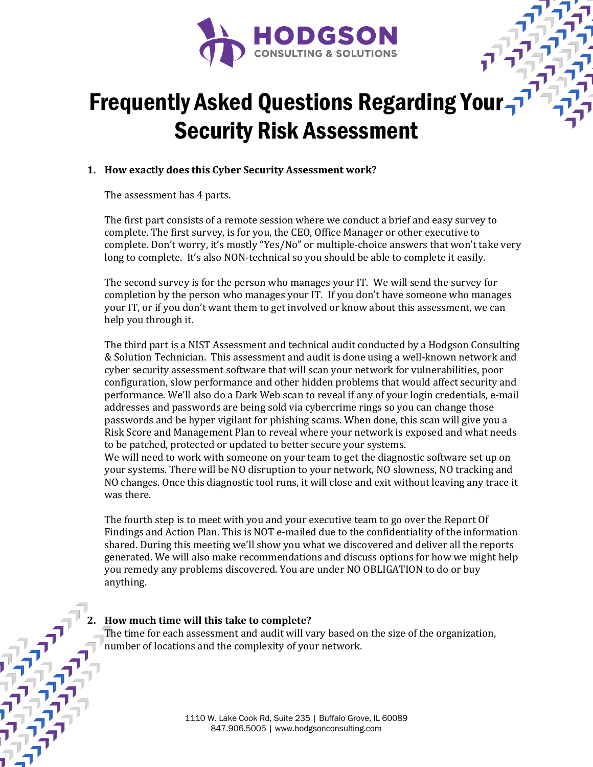# Frequently Asked Questions Regarding Your Security Risk Assessment

1. **How exactly does this Cyber Security Assessment work?**

   The assessment has 4 parts.

   The first part consists of a remote session where we conduct a brief and easy survey to complete. The first survey, is for you, the CEO, Office Manager or other executive to complete. Don't worry, it's mostly "Yes/No" or multiple-choice answers that won't take very long to complete. It's also NON-technical so you should be able to complete it easily.

   The second survey is for the person who manages your IT. We will send the survey for completion by the person who manages your IT. If you don't have someone who manages your IT, or if you don't want them to get involved or know about this assessment, we can help you through it.

   The third part is a NIST Assessment and technical audit conducted by a Hodgson Consulting & Solution Technician. This assessment and audit is done using a well-known network and cyber security assessment software that will scan your network for vulnerabilities, poor configuration, slow performance and other hidden problems that would affect security and performance. We'll also do a Dark Web scan to reveal if any of your login credentials, e-mail addresses and passwords are being sold via cybercrime rings so you can change those passwords and be hyper vigilant for phishing scams. When done, this scan will give you a Risk Score and Management Plan to reveal where your network is exposed and what needs to be patched, protected or updated to better secure your systems.
   We will need to work with someone on your team to get the diagnostic software set up on your systems. There will be NO disruption to your network, NO slowness, NO tracking and NO changes. Once this diagnostic tool runs, it will close and exit without leaving any trace it was there.

   The fourth step is to meet with you and your executive team to go over the Report Of Findings and Action Plan. This is NOT e-mailed due to the confidentiality of the information shared. During this meeting we'll show you what we discovered and deliver all the reports generated. We will also make recommendations and discuss options for how we might help you remedy any problems discovered. You are under NO OBLIGATION to do or buy anything.

2. **How much time will this take to complete?**
   The time for each assessment and audit will vary based on the size of the organization, number of locations and the complexity of your network.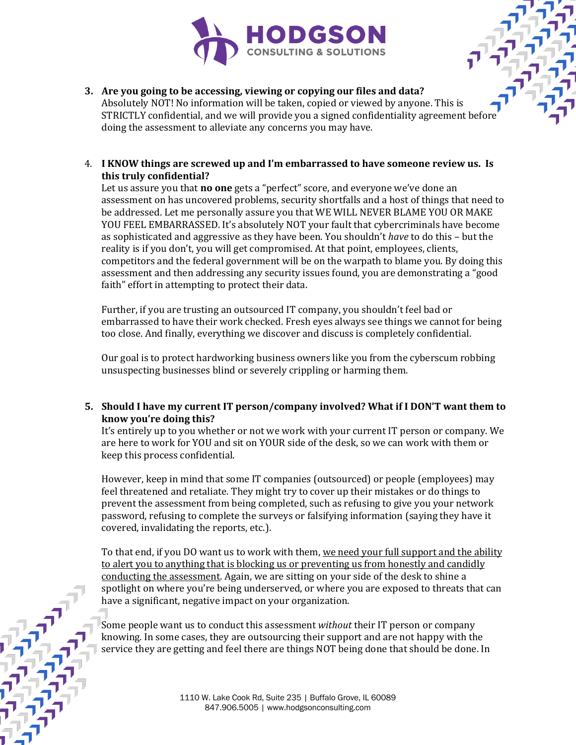3. **Are you going to be accessing, viewing or copying our files and data?**
   Absolutely NOT! No information will be taken, copied or viewed by anyone. This is STRICTLY confidential, and we will provide you a signed confidentiality agreement before doing the assessment to alleviate any concerns you may have.

4. **I KNOW things are screwed up and I'm embarrassed to have someone review us. Is this truly confidential?**
   Let us assure you that **no one** gets a "perfect" score, and everyone we've done an assessment on has uncovered problems, security shortfalls and a host of things that need to be addressed. Let me personally assure you that WE WILL NEVER BLAME YOU OR MAKE YOU FEEL EMBARRASSED. It's absolutely NOT your fault that cybercriminals have become as sophisticated and aggressive as they have been. You shouldn't *have* to do this – but the reality is if you don't, you will get compromised. At that point, employees, clients, competitors and the federal government will be on the warpath to blame you. By doing this assessment and then addressing any security issues found, you are demonstrating a "good faith" effort in attempting to protect their data.

   Further, if you are trusting an outsourced IT company, you shouldn't feel bad or embarrassed to have their work checked. Fresh eyes always see things we cannot for being too close. And finally, everything we discover and discuss is completely confidential.

   Our goal is to protect hardworking business owners like you from the cyberscum robbing unsuspecting businesses blind or severely crippling or harming them.

5. **Should I have my current IT person/company involved? What if I DON'T want them to know you're doing this?**
   It's entirely up to you whether or not we work with your current IT person or company. We are here to work for YOU and sit on YOUR side of the desk, so we can work with them or keep this process confidential.

   However, keep in mind that some IT companies (outsourced) or people (employees) may feel threatened and retaliate. They might try to cover up their mistakes or do things to prevent the assessment from being completed, such as refusing to give you your network password, refusing to complete the surveys or falsifying information (saying they have it covered, invalidating the reports, etc.).

   To that end, if you DO want us to work with them, we need your full support and the ability to alert you to anything that is blocking us or preventing us from honestly and candidly conducting the assessment. Again, we are sitting on your side of the desk to shine a spotlight on where you're being underserved, or where you are exposed to threats that can have a significant, negative impact on your organization.

   Some people want us to conduct this assessment *without* their IT person or company knowing. In some cases, they are outsourcing their support and are not happy with the service they are getting and feel there are things NOT being done that should be done. In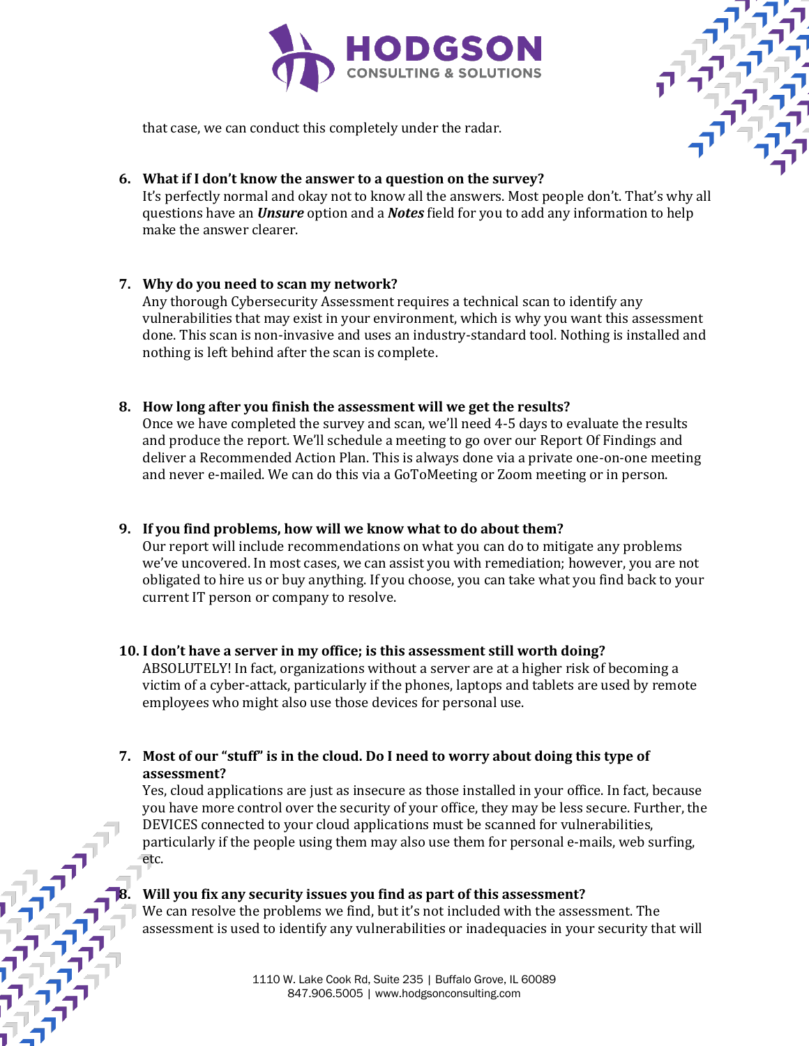that case, we can conduct this completely under the radar.

6. **What if I don't know the answer to a question on the survey?**
   It's perfectly normal and okay not to know all the answers. Most people don't. That's why all questions have an ***Unsure*** option and a ***Notes*** field for you to add any information to help make the answer clearer.

7. **Why do you need to scan my network?**
   Any thorough Cybersecurity Assessment requires a technical scan to identify any vulnerabilities that may exist in your environment, which is why you want this assessment done. This scan is non-invasive and uses an industry-standard tool. Nothing is installed and nothing is left behind after the scan is complete.

8. **How long after you finish the assessment will we get the results?**
   Once we have completed the survey and scan, we'll need 4-5 days to evaluate the results and produce the report. We'll schedule a meeting to go over our Report Of Findings and deliver a Recommended Action Plan. This is always done via a private one-on-one meeting and never e-mailed. We can do this via a GoToMeeting or Zoom meeting or in person.

9. **If you find problems, how will we know what to do about them?**
   Our report will include recommendations on what you can do to mitigate any problems we've uncovered. In most cases, we can assist you with remediation; however, you are not obligated to hire us or buy anything. If you choose, you can take what you find back to your current IT person or company to resolve.

10. **I don't have a server in my office; is this assessment still worth doing?**
    ABSOLUTELY! In fact, organizations without a server are at a higher risk of becoming a victim of a cyber-attack, particularly if the phones, laptops and tablets are used by remote employees who might also use those devices for personal use.

7. **Most of our "stuff" is in the cloud. Do I need to worry about doing this type of assessment?**
   Yes, cloud applications are just as insecure as those installed in your office. In fact, because you have more control over the security of your office, they may be less secure. Further, the DEVICES connected to your cloud applications must be scanned for vulnerabilities, particularly if the people using them may also use them for personal e-mails, web surfing, etc.

8. **Will you fix any security issues you find as part of this assessment?**
   We can resolve the problems we find, but it's not included with the assessment. The assessment is used to identify any vulnerabilities or inadequacies in your security that will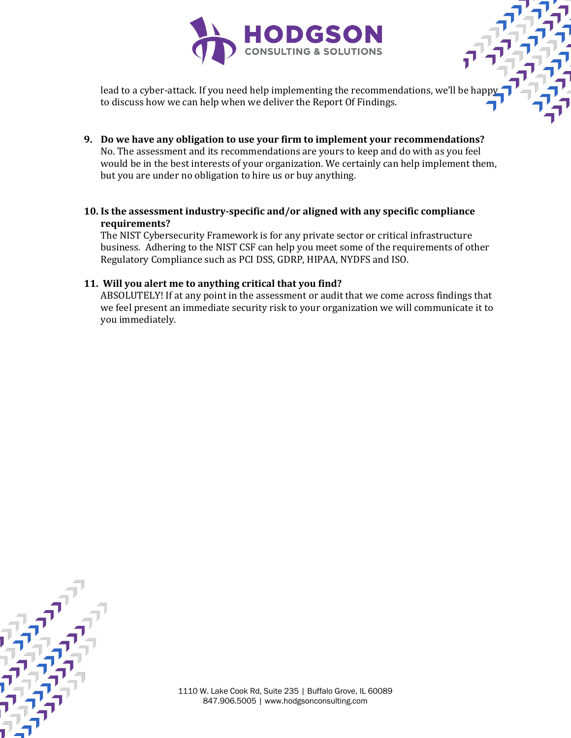lead to a cyber-attack. If you need help implementing the recommendations, we'll be happy to discuss how we can help when we deliver the Report Of Findings.

9. **Do we have any obligation to use your firm to implement your recommendations?**
   No. The assessment and its recommendations are yours to keep and do with as you feel would be in the best interests of your organization. We certainly can help implement them, but you are under no obligation to hire us or buy anything.

10. **Is the assessment industry-specific and/or aligned with any specific compliance requirements?**
    The NIST Cybersecurity Framework is for any private sector or critical infrastructure business. Adhering to the NIST CSF can help you meet some of the requirements of other Regulatory Compliance such as PCI DSS, GDRP, HIPAA, NYDFS and ISO.

11. **Will you alert me to anything critical that you find?**
    ABSOLUTELY! If at any point in the assessment or audit that we come across findings that we feel present an immediate security risk to your organization we will communicate it to you immediately.